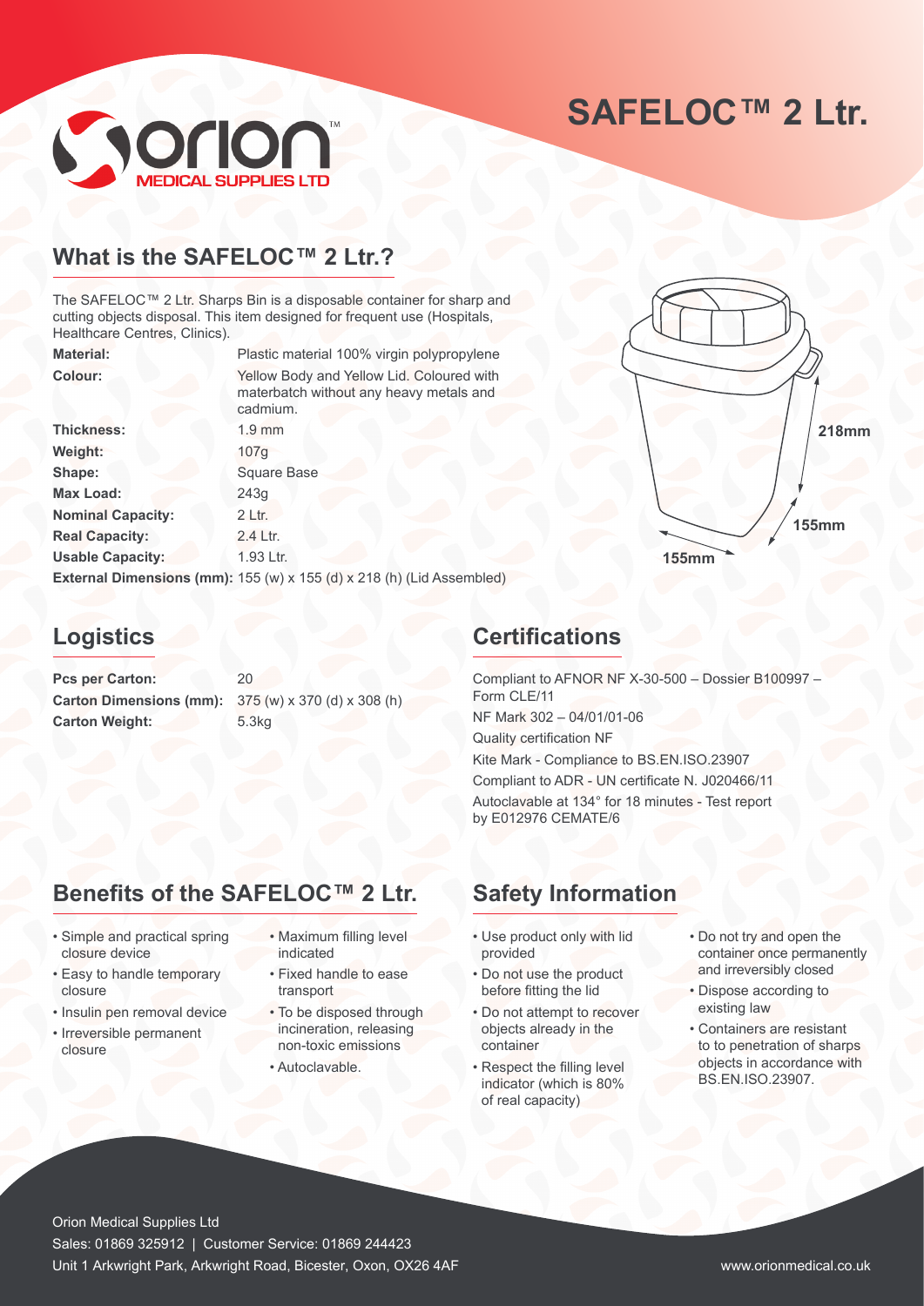# SAFELOC™ 2 Ltr.

## What is the SAFELOC™ 2 Ltr.?

The SAFELOC™ 2 Ltr. Sharps Bin is a disposable container for sharp and cutting objects disposal. This item designed for frequent use (Hospitals, Healthcare Centres, Clinics).

| | |
|---|---|
| **Material:** | Plastic material 100% virgin polypropylene |
| **Colour:** | Yellow Body and Yellow Lid. Coloured with materbatch without any heavy metals and cadmium. |
| **Thickness:** | 1.9 mm |
| **Weight:** | 107g |
| **Shape:** | Square Base |
| **Max Load:** | 243g |
| **Nominal Capacity:** | 2 Ltr. |
| **Real Capacity:** | 2.4 Ltr. |
| **Usable Capacity:** | 1.93 Ltr. |

**External Dimensions (mm):** 155 (w) x 155 (d) x 218 (h) (Lid Assembled)

218mm

155mm

155mm

## Logistics

| | |
|---|---|
| **Pcs per Carton:** | 20 |
| **Carton Dimensions (mm):** | 375 (w) x 370 (d) x 308 (h) |
| **Carton Weight:** | 5.3kg |

## Certifications

Compliant to AFNOR NF X-30-500 – Dossier B100997 – Form CLE/11

NF Mark 302 – 04/01/01-06

Quality certification NF

Kite Mark - Compliance to BS.EN.ISO.23907

Compliant to ADR - UN certificate N. J020466/11

Autoclavable at 134° for 18 minutes - Test report by E012976 CEMATE/6

## Benefits of the SAFELOC™ 2 Ltr.

- Simple and practical spring closure device
- Easy to handle temporary closure
- Insulin pen removal device
- Irreversible permanent closure
- Maximum filling level indicated
- Fixed handle to ease transport
- To be disposed through incineration, releasing non-toxic emissions
- Autoclavable.

## Safety Information

- Use product only with lid provided
- Do not use the product before fitting the lid
- Do not attempt to recover objects already in the container
- Respect the filling level indicator (which is 80% of real capacity)
- Do not try and open the container once permanently and irreversibly closed
- Dispose according to existing law
- Containers are resistant to to penetration of sharps objects in accordance with BS.EN.ISO.23907.

Orion Medical Supplies Ltd

Sales: 01869 325912 | Customer Service: 01869 244423

Unit 1 Arkwright Park, Arkwright Road, Bicester, Oxon, OX26 4AF

www.orionmedical.co.uk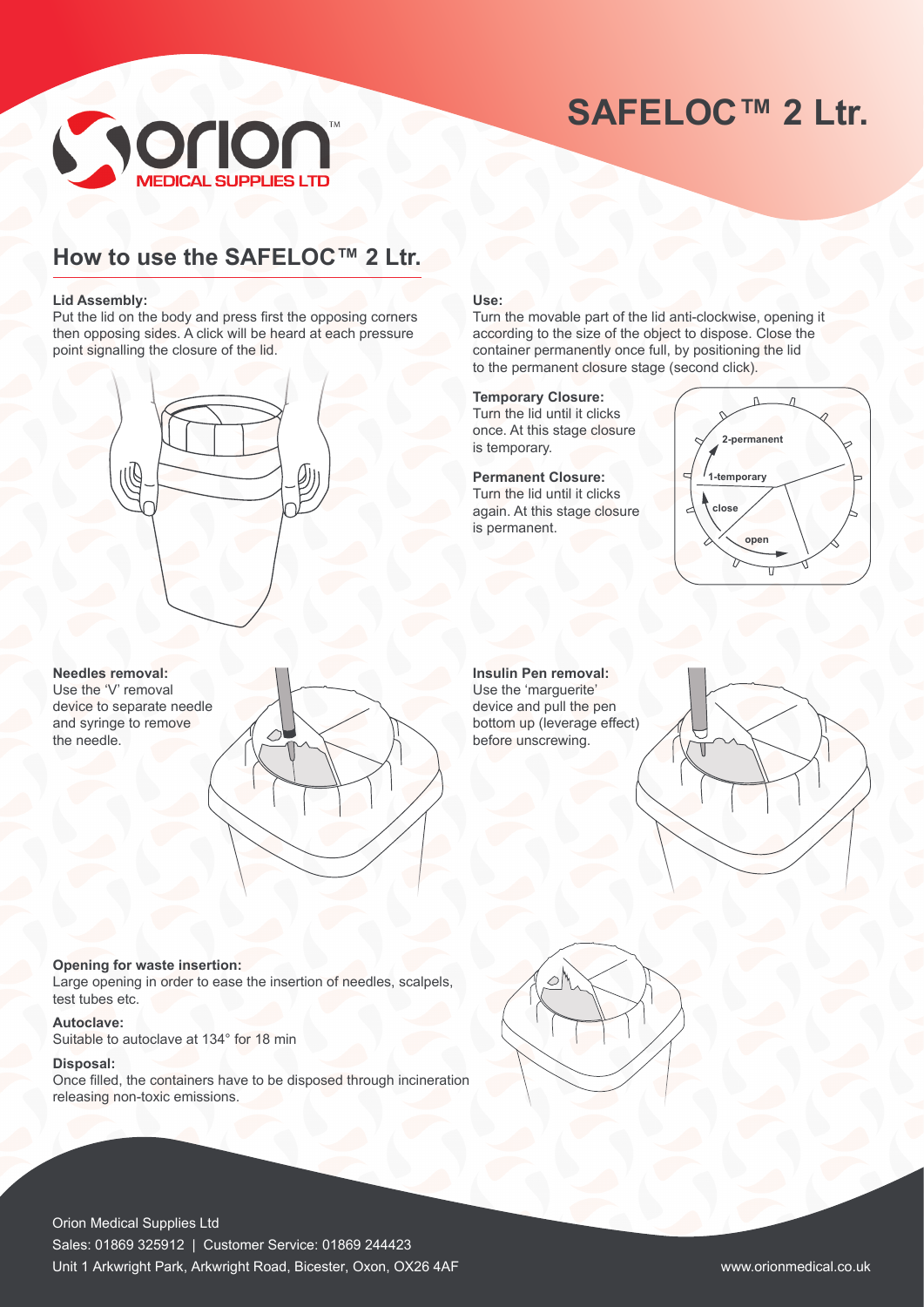# SAFELOC™ 2 Ltr.

## How to use the SAFELOC™ 2 Ltr.

**Lid Assembly:**
Put the lid on the body and press first the opposing corners then opposing sides. A click will be heard at each pressure point signalling the closure of the lid.

**Use:**
Turn the movable part of the lid anti-clockwise, opening it according to the size of the object to dispose. Close the container permanently once full, by positioning the lid to the permanent closure stage (second click).

**Temporary Closure:**
Turn the lid until it clicks once. At this stage closure is temporary.

**Permanent Closure:**
Turn the lid until it clicks again. At this stage closure is permanent.

2-permanent
1-temporary
close
open

**Needles removal:**
Use the 'V' removal device to separate needle and syringe to remove the needle.

**Insulin Pen removal:**
Use the 'marguerite' device and pull the pen bottom up (leverage effect) before unscrewing.

**Opening for waste insertion:**
Large opening in order to ease the insertion of needles, scalpels, test tubes etc.

**Autoclave:**
Suitable to autoclave at 134° for 18 min

**Disposal:**
Once filled, the containers have to be disposed through incineration releasing non-toxic emissions.

Orion Medical Supplies Ltd
Sales: 01869 325912 | Customer Service: 01869 244423
Unit 1 Arkwright Park, Arkwright Road, Bicester, Oxon, OX26 4AF
www.orionmedical.co.uk